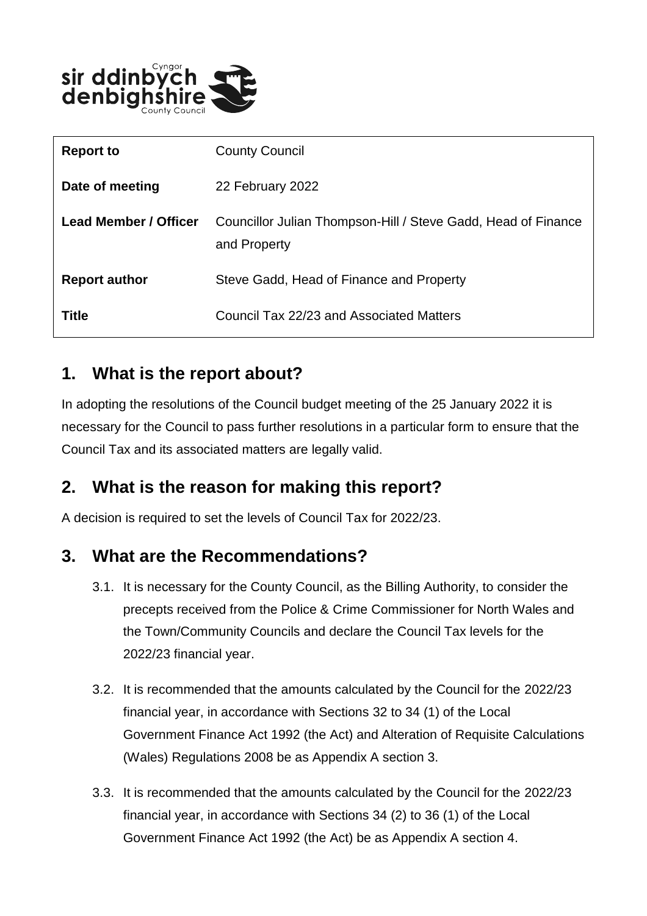| Report to | County Council |
| --- | --- |
| Date of meeting | 22 February 2022 |
| Lead Member / Officer | Councillor Julian Thompson-Hill / Steve Gadd, Head of Finance and Property |
| Report author | Steve Gadd, Head of Finance and Property |
| Title | Council Tax 22/23 and Associated Matters |

## 1. What is the report about?

In adopting the resolutions of the Council budget meeting of the 25 January 2022 it is necessary for the Council to pass further resolutions in a particular form to ensure that the Council Tax and its associated matters are legally valid.

## 2. What is the reason for making this report?

A decision is required to set the levels of Council Tax for 2022/23.

## 3. What are the Recommendations?

3.1. It is necessary for the County Council, as the Billing Authority, to consider the precepts received from the Police & Crime Commissioner for North Wales and the Town/Community Councils and declare the Council Tax levels for the 2022/23 financial year.

3.2. It is recommended that the amounts calculated by the Council for the 2022/23 financial year, in accordance with Sections 32 to 34 (1) of the Local Government Finance Act 1992 (the Act) and Alteration of Requisite Calculations (Wales) Regulations 2008 be as Appendix A section 3.

3.3. It is recommended that the amounts calculated by the Council for the 2022/23 financial year, in accordance with Sections 34 (2) to 36 (1) of the Local Government Finance Act 1992 (the Act) be as Appendix A section 4.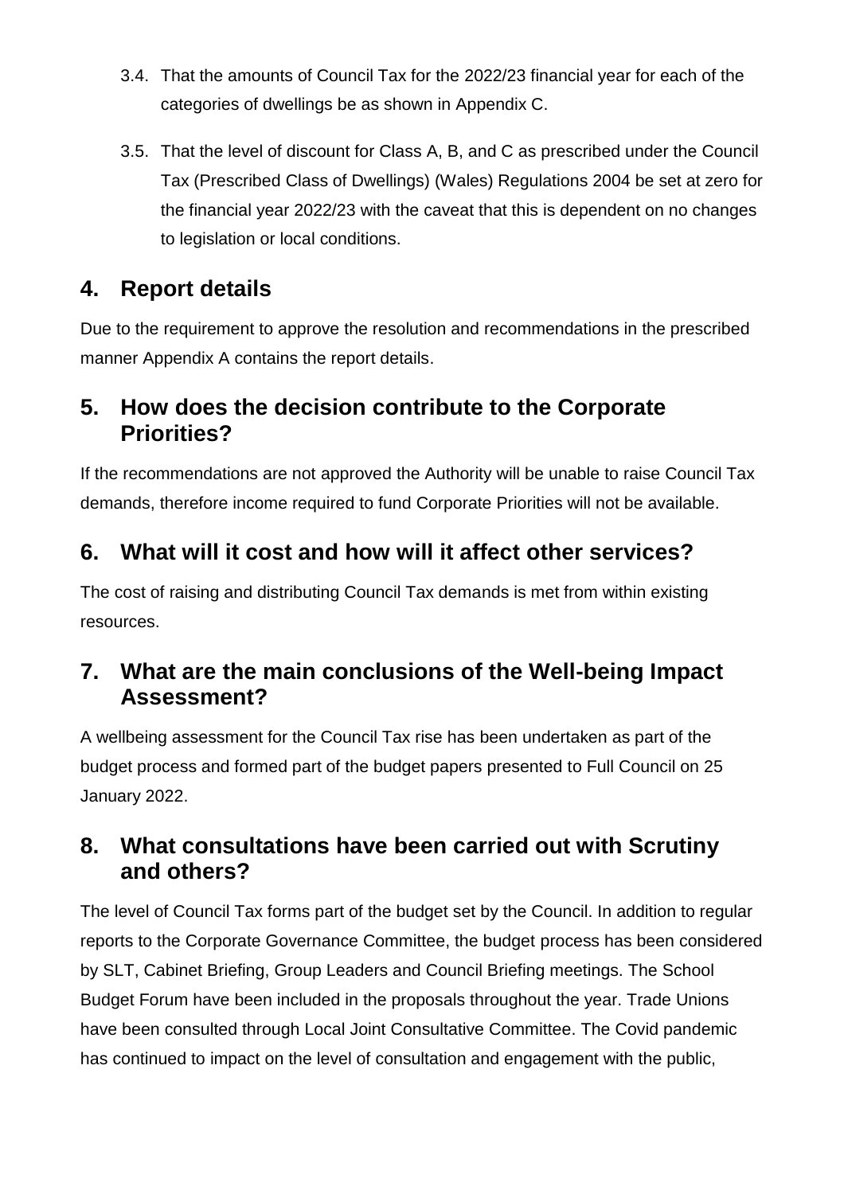3.4. That the amounts of Council Tax for the 2022/23 financial year for each of the categories of dwellings be as shown in Appendix C.

3.5. That the level of discount for Class A, B, and C as prescribed under the Council Tax (Prescribed Class of Dwellings) (Wales) Regulations 2004 be set at zero for the financial year 2022/23 with the caveat that this is dependent on no changes to legislation or local conditions.

## 4. Report details

Due to the requirement to approve the resolution and recommendations in the prescribed manner Appendix A contains the report details.

## 5. How does the decision contribute to the Corporate Priorities?

If the recommendations are not approved the Authority will be unable to raise Council Tax demands, therefore income required to fund Corporate Priorities will not be available.

## 6. What will it cost and how will it affect other services?

The cost of raising and distributing Council Tax demands is met from within existing resources.

## 7. What are the main conclusions of the Well-being Impact Assessment?

A wellbeing assessment for the Council Tax rise has been undertaken as part of the budget process and formed part of the budget papers presented to Full Council on 25 January 2022.

## 8. What consultations have been carried out with Scrutiny and others?

The level of Council Tax forms part of the budget set by the Council. In addition to regular reports to the Corporate Governance Committee, the budget process has been considered by SLT, Cabinet Briefing, Group Leaders and Council Briefing meetings. The School Budget Forum have been included in the proposals throughout the year. Trade Unions have been consulted through Local Joint Consultative Committee. The Covid pandemic has continued to impact on the level of consultation and engagement with the public,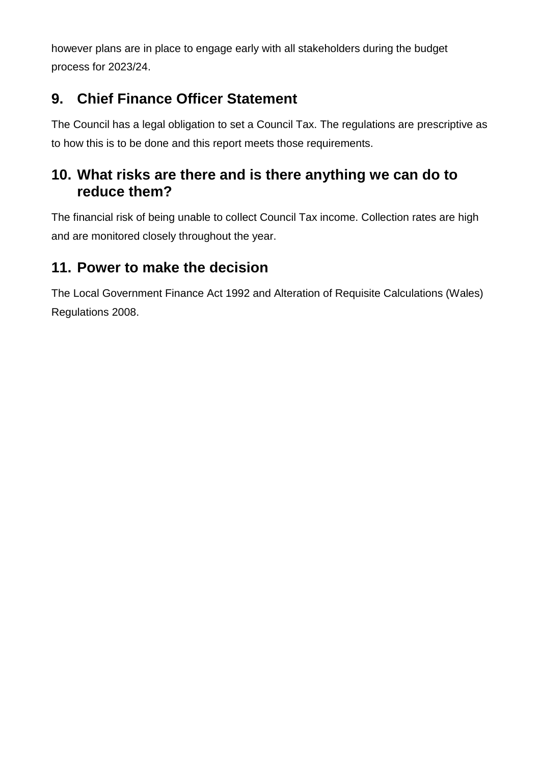however plans are in place to engage early with all stakeholders during the budget process for 2023/24.

## 9. Chief Finance Officer Statement

The Council has a legal obligation to set a Council Tax. The regulations are prescriptive as to how this is to be done and this report meets those requirements.

## 10. What risks are there and is there anything we can do to reduce them?

The financial risk of being unable to collect Council Tax income. Collection rates are high and are monitored closely throughout the year.

## 11. Power to make the decision

The Local Government Finance Act 1992 and Alteration of Requisite Calculations (Wales) Regulations 2008.